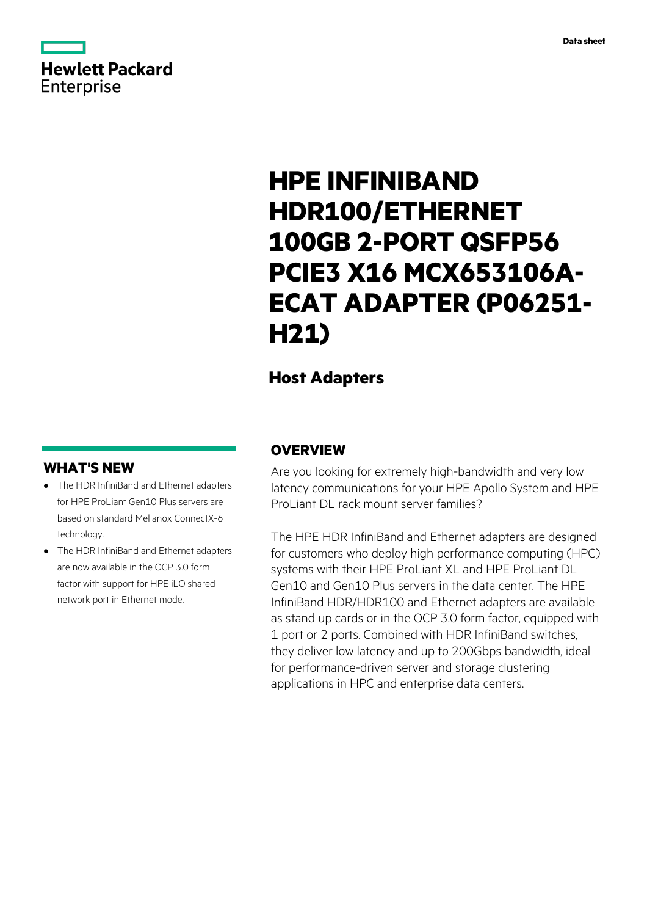Data sheet

# HPE INFINIBAND HDR100/ETHERNET 100GB 2-PORT QSFP56 PCIE3 X16 MCX653106A-ECAT ADAPTER (P06251-H21)

## Host Adapters

## OVERVIEW

Are you looking for extremely high-bandwidth and very low latency communications for your HPE Apollo System and HPE ProLiant DL rack mount server families?

The HPE HDR InfiniBand and Ethernet adapters are designed for customers who deploy high performance computing (HPC) systems with their HPE ProLiant XL and HPE ProLiant DL Gen10 and Gen10 Plus servers in the data center. The HPE InfiniBand HDR/HDR100 and Ethernet adapters are available as stand up cards or in the OCP 3.0 form factor, equipped with 1 port or 2 ports. Combined with HDR InfiniBand switches, they deliver low latency and up to 200Gbps bandwidth, ideal for performance-driven server and storage clustering applications in HPC and enterprise data centers.

## WHAT'S NEW

- The HDR InfiniBand and Ethernet adapters for HPE ProLiant Gen10 Plus servers are based on standard Mellanox ConnectX-6 technology.
- The HDR InfiniBand and Ethernet adapters are now available in the OCP 3.0 form factor with support for HPE iLO shared network port in Ethernet mode.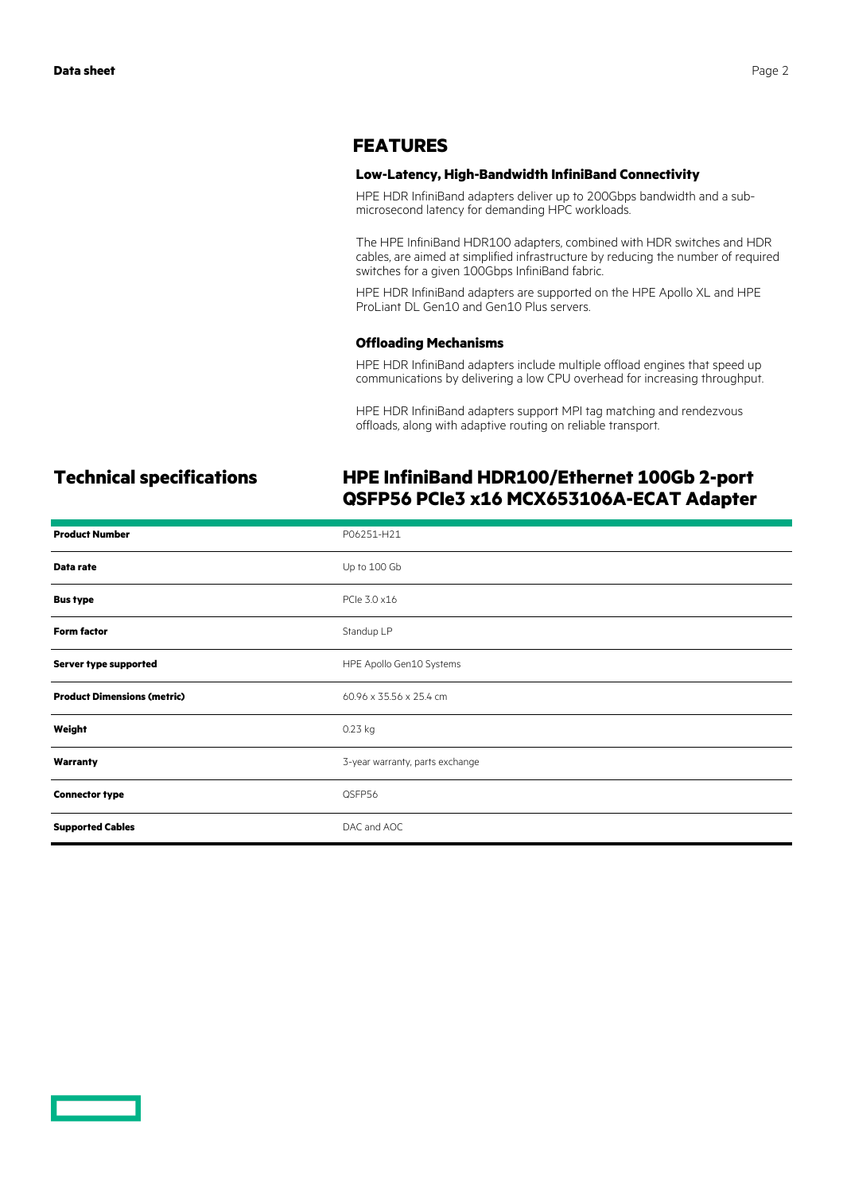## FEATURES

### Low-Latency, High-Bandwidth InfiniBand Connectivity

HPE HDR InfiniBand adapters deliver up to 200Gbps bandwidth and a sub-microsecond latency for demanding HPC workloads.

The HPE InfiniBand HDR100 adapters, combined with HDR switches and HDR cables, are aimed at simplified infrastructure by reducing the number of required switches for a given 100Gbps InfiniBand fabric.

HPE HDR InfiniBand adapters are supported on the HPE Apollo XL and HPE ProLiant DL Gen10 and Gen10 Plus servers.

### Offloading Mechanisms

HPE HDR InfiniBand adapters include multiple offload engines that speed up communications by delivering a low CPU overhead for increasing throughput.

HPE HDR InfiniBand adapters support MPI tag matching and rendezvous offloads, along with adaptive routing on reliable transport.

## Technical specifications

## HPE InfiniBand HDR100/Ethernet 100Gb 2-port QSFP56 PCIe3 x16 MCX653106A-ECAT Adapter

| | |
|---|---|
| **Product Number** | P06251-H21 |
| **Data rate** | Up to 100 Gb |
| **Bus type** | PCIe 3.0 x16 |
| **Form factor** | Standup LP |
| **Server type supported** | HPE Apollo Gen10 Systems |
| **Product Dimensions (metric)** | 60.96 x 35.56 x 25.4 cm |
| **Weight** | 0.23 kg |
| **Warranty** | 3-year warranty, parts exchange |
| **Connector type** | QSFP56 |
| **Supported Cables** | DAC and AOC |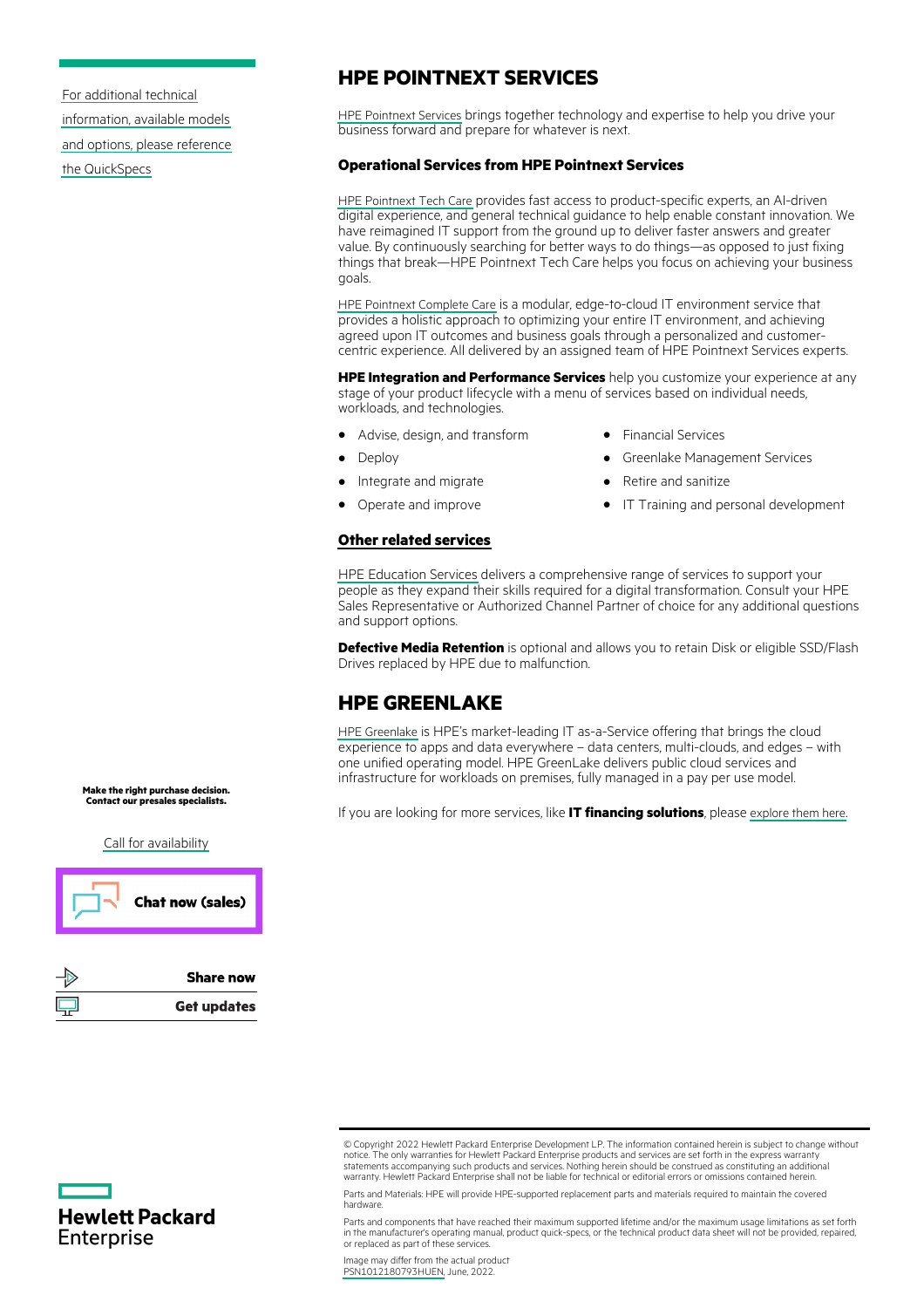For additional technical information, available models and options, please reference the QuickSpecs

# HPE POINTNEXT SERVICES

HPE Pointnext Services brings together technology and expertise to help you drive your business forward and prepare for whatever is next.

### Operational Services from HPE Pointnext Services

HPE Pointnext Tech Care provides fast access to product-specific experts, an AI-driven digital experience, and general technical guidance to help enable constant innovation. We have reimagined IT support from the ground up to deliver faster answers and greater value. By continuously searching for better ways to do things—as opposed to just fixing things that break—HPE Pointnext Tech Care helps you focus on achieving your business goals.

HPE Pointnext Complete Care is a modular, edge-to-cloud IT environment service that provides a holistic approach to optimizing your entire IT environment, and achieving agreed upon IT outcomes and business goals through a personalized and customer-centric experience. All delivered by an assigned team of HPE Pointnext Services experts.

**HPE Integration and Performance Services** help you customize your experience at any stage of your product lifecycle with a menu of services based on individual needs, workloads, and technologies.

- Advise, design, and transform
- Deploy
- Integrate and migrate
- Operate and improve
- Financial Services
- Greenlake Management Services
- Retire and sanitize
- IT Training and personal development

### Other related services

HPE Education Services delivers a comprehensive range of services to support your people as they expand their skills required for a digital transformation. Consult your HPE Sales Representative or Authorized Channel Partner of choice for any additional questions and support options.

**Defective Media Retention** is optional and allows you to retain Disk or eligible SSD/Flash Drives replaced by HPE due to malfunction.

# HPE GREENLAKE

HPE Greenlake is HPE's market-leading IT as-a-Service offering that brings the cloud experience to apps and data everywhere – data centers, multi-clouds, and edges – with one unified operating model. HPE GreenLake delivers public cloud services and infrastructure for workloads on premises, fully managed in a pay per use model.

If you are looking for more services, like **IT financing solutions**, please explore them here.

**Make the right purchase decision. Contact our presales specialists.**

Call for availability

Chat now (sales)

Share now

Get updates

© Copyright 2022 Hewlett Packard Enterprise Development LP. The information contained herein is subject to change without notice. The only warranties for Hewlett Packard Enterprise products and services are set forth in the express warranty statements accompanying such products and services. Nothing herein should be construed as constituting an additional warranty. Hewlett Packard Enterprise shall not be liable for technical or editorial errors or omissions contained herein.

Parts and Materials: HPE will provide HPE-supported replacement parts and materials required to maintain the covered hardware.

Parts and components that have reached their maximum supported lifetime and/or the maximum usage limitations as set forth in the manufacturer's operating manual, product quick-specs, or the technical product data sheet will not be provided, repaired, or replaced as part of these services.

Image may differ from the actual product

PSN1012180793HUEN, June, 2022.

Hewlett Packard Enterprise